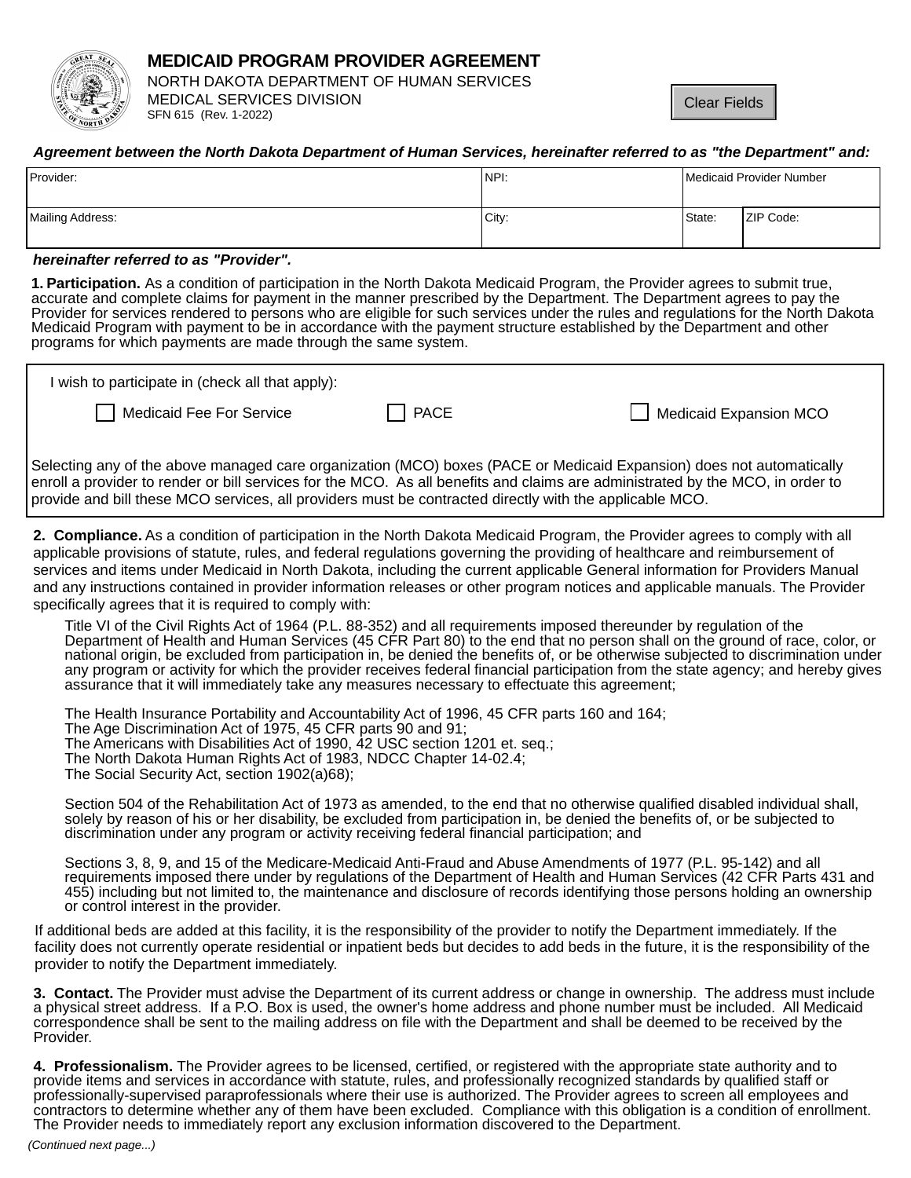# MEDICAID PROGRAM PROVIDER AGREEMENT

NORTH DAKOTA DEPARTMENT OF HUMAN SERVICES
MEDICAL SERVICES DIVISION
SFN 615 (Rev. 1-2022)

Clear Fields

***Agreement between the North Dakota Department of Human Services, hereinafter referred to as "the Department" and:***

| Provider: | NPI: | Medicaid Provider Number | |
|---|---|---|---|
| Mailing Address: | City: | State: | ZIP Code: |

***hereinafter referred to as "Provider".***

**1. Participation.** As a condition of participation in the North Dakota Medicaid Program, the Provider agrees to submit true, accurate and complete claims for payment in the manner prescribed by the Department. The Department agrees to pay the Provider for services rendered to persons who are eligible for such services under the rules and regulations for the North Dakota Medicaid Program with payment to be in accordance with the payment structure established by the Department and other programs for which payments are made through the same system.

I wish to participate in (check all that apply):

- ☐ Medicaid Fee For Service
- ☐ PACE
- ☐ Medicaid Expansion MCO

Selecting any of the above managed care organization (MCO) boxes (PACE or Medicaid Expansion) does not automatically enroll a provider to render or bill services for the MCO. As all benefits and claims are administrated by the MCO, in order to provide and bill these MCO services, all providers must be contracted directly with the applicable MCO.

**2. Compliance.** As a condition of participation in the North Dakota Medicaid Program, the Provider agrees to comply with all applicable provisions of statute, rules, and federal regulations governing the providing of healthcare and reimbursement of services and items under Medicaid in North Dakota, including the current applicable General information for Providers Manual and any instructions contained in provider information releases or other program notices and applicable manuals. The Provider specifically agrees that it is required to comply with:

Title VI of the Civil Rights Act of 1964 (P.L. 88-352) and all requirements imposed thereunder by regulation of the Department of Health and Human Services (45 CFR Part 80) to the end that no person shall on the ground of race, color, or national origin, be excluded from participation in, be denied the benefits of, or be otherwise subjected to discrimination under any program or activity for which the provider receives federal financial participation from the state agency; and hereby gives assurance that it will immediately take any measures necessary to effectuate this agreement;

The Health Insurance Portability and Accountability Act of 1996, 45 CFR parts 160 and 164;
The Age Discrimination Act of 1975, 45 CFR parts 90 and 91;
The Americans with Disabilities Act of 1990, 42 USC section 1201 et. seq.;
The North Dakota Human Rights Act of 1983, NDCC Chapter 14-02.4;
The Social Security Act, section 1902(a)68);

Section 504 of the Rehabilitation Act of 1973 as amended, to the end that no otherwise qualified disabled individual shall, solely by reason of his or her disability, be excluded from participation in, be denied the benefits of, or be subjected to discrimination under any program or activity receiving federal financial participation; and

Sections 3, 8, 9, and 15 of the Medicare-Medicaid Anti-Fraud and Abuse Amendments of 1977 (P.L. 95-142) and all requirements imposed there under by regulations of the Department of Health and Human Services (42 CFR Parts 431 and 455) including but not limited to, the maintenance and disclosure of records identifying those persons holding an ownership or control interest in the provider.

If additional beds are added at this facility, it is the responsibility of the provider to notify the Department immediately. If the facility does not currently operate residential or inpatient beds but decides to add beds in the future, it is the responsibility of the provider to notify the Department immediately.

**3. Contact.** The Provider must advise the Department of its current address or change in ownership. The address must include a physical street address. If a P.O. Box is used, the owner's home address and phone number must be included. All Medicaid correspondence shall be sent to the mailing address on file with the Department and shall be deemed to be received by the Provider.

**4. Professionalism.** The Provider agrees to be licensed, certified, or registered with the appropriate state authority and to provide items and services in accordance with statute, rules, and professionally recognized standards by qualified staff or professionally-supervised paraprofessionals where their use is authorized. The Provider agrees to screen all employees and contractors to determine whether any of them have been excluded. Compliance with this obligation is a condition of enrollment. The Provider needs to immediately report any exclusion information discovered to the Department.

*(Continued next page...)*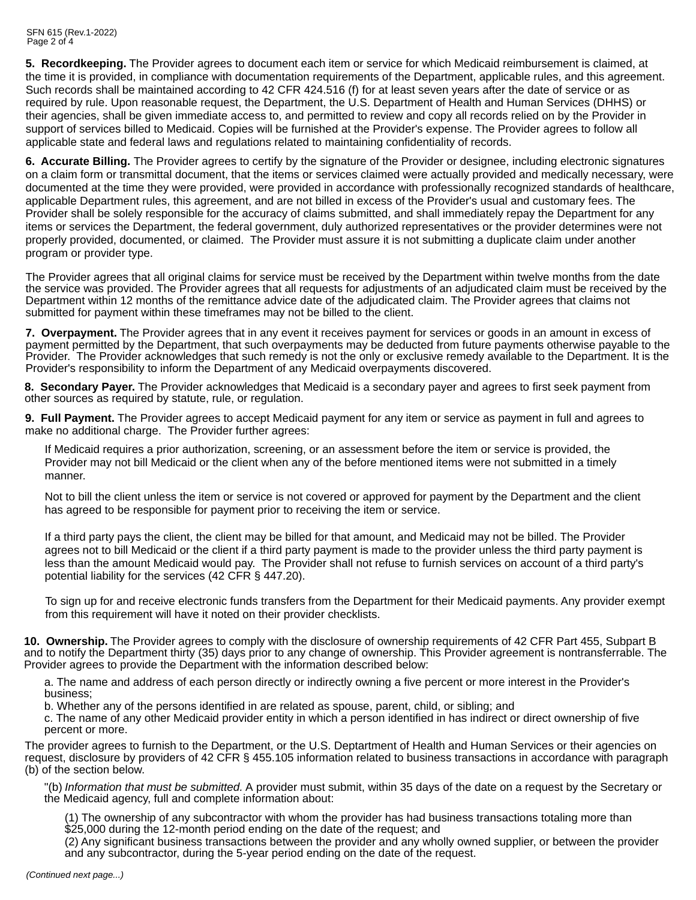**5. Recordkeeping.** The Provider agrees to document each item or service for which Medicaid reimbursement is claimed, at the time it is provided, in compliance with documentation requirements of the Department, applicable rules, and this agreement. Such records shall be maintained according to 42 CFR 424.516 (f) for at least seven years after the date of service or as required by rule. Upon reasonable request, the Department, the U.S. Department of Health and Human Services (DHHS) or their agencies, shall be given immediate access to, and permitted to review and copy all records relied on by the Provider in support of services billed to Medicaid. Copies will be furnished at the Provider's expense. The Provider agrees to follow all applicable state and federal laws and regulations related to maintaining confidentiality of records.

**6. Accurate Billing.** The Provider agrees to certify by the signature of the Provider or designee, including electronic signatures on a claim form or transmittal document, that the items or services claimed were actually provided and medically necessary, were documented at the time they were provided, were provided in accordance with professionally recognized standards of healthcare, applicable Department rules, this agreement, and are not billed in excess of the Provider's usual and customary fees. The Provider shall be solely responsible for the accuracy of claims submitted, and shall immediately repay the Department for any items or services the Department, the federal government, duly authorized representatives or the provider determines were not properly provided, documented, or claimed. The Provider must assure it is not submitting a duplicate claim under another program or provider type.

The Provider agrees that all original claims for service must be received by the Department within twelve months from the date the service was provided. The Provider agrees that all requests for adjustments of an adjudicated claim must be received by the Department within 12 months of the remittance advice date of the adjudicated claim. The Provider agrees that claims not submitted for payment within these timeframes may not be billed to the client.

**7. Overpayment.** The Provider agrees that in any event it receives payment for services or goods in an amount in excess of payment permitted by the Department, that such overpayments may be deducted from future payments otherwise payable to the Provider. The Provider acknowledges that such remedy is not the only or exclusive remedy available to the Department. It is the Provider's responsibility to inform the Department of any Medicaid overpayments discovered.

**8. Secondary Payer.** The Provider acknowledges that Medicaid is a secondary payer and agrees to first seek payment from other sources as required by statute, rule, or regulation.

**9. Full Payment.** The Provider agrees to accept Medicaid payment for any item or service as payment in full and agrees to make no additional charge. The Provider further agrees:

If Medicaid requires a prior authorization, screening, or an assessment before the item or service is provided, the Provider may not bill Medicaid or the client when any of the before mentioned items were not submitted in a timely manner.

Not to bill the client unless the item or service is not covered or approved for payment by the Department and the client has agreed to be responsible for payment prior to receiving the item or service.

If a third party pays the client, the client may be billed for that amount, and Medicaid may not be billed. The Provider agrees not to bill Medicaid or the client if a third party payment is made to the provider unless the third party payment is less than the amount Medicaid would pay. The Provider shall not refuse to furnish services on account of a third party's potential liability for the services (42 CFR § 447.20).

To sign up for and receive electronic funds transfers from the Department for their Medicaid payments. Any provider exempt from this requirement will have it noted on their provider checklists.

**10. Ownership.** The Provider agrees to comply with the disclosure of ownership requirements of 42 CFR Part 455, Subpart B and to notify the Department thirty (35) days prior to any change of ownership. This Provider agreement is nontransferrable. The Provider agrees to provide the Department with the information described below:

a. The name and address of each person directly or indirectly owning a five percent or more interest in the Provider's business;
b. Whether any of the persons identified in are related as spouse, parent, child, or sibling; and
c. The name of any other Medicaid provider entity in which a person identified in has indirect or direct ownership of five percent or more.

The provider agrees to furnish to the Department, or the U.S. Deptartment of Health and Human Services or their agencies on request, disclosure by providers of 42 CFR § 455.105 information related to business transactions in accordance with paragraph (b) of the section below.

"(b) *Information that must be submitted.* A provider must submit, within 35 days of the date on a request by the Secretary or the Medicaid agency, full and complete information about:

(1) The ownership of any subcontractor with whom the provider has had business transactions totaling more than $25,000 during the 12-month period ending on the date of the request; and
(2) Any significant business transactions between the provider and any wholly owned supplier, or between the provider and any subcontractor, during the 5-year period ending on the date of the request.

*(Continued next page...)*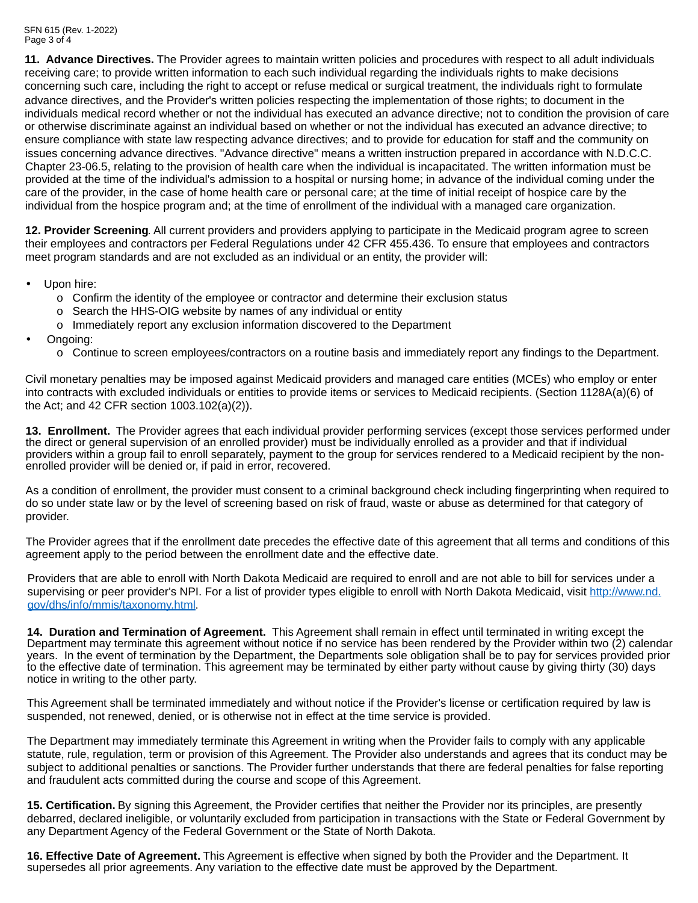**11. Advance Directives.** The Provider agrees to maintain written policies and procedures with respect to all adult individuals receiving care; to provide written information to each such individual regarding the individuals rights to make decisions concerning such care, including the right to accept or refuse medical or surgical treatment, the individuals right to formulate advance directives, and the Provider's written policies respecting the implementation of those rights; to document in the individuals medical record whether or not the individual has executed an advance directive; not to condition the provision of care or otherwise discriminate against an individual based on whether or not the individual has executed an advance directive; to ensure compliance with state law respecting advance directives; and to provide for education for staff and the community on issues concerning advance directives. "Advance directive" means a written instruction prepared in accordance with N.D.C.C. Chapter 23-06.5, relating to the provision of health care when the individual is incapacitated. The written information must be provided at the time of the individual's admission to a hospital or nursing home; in advance of the individual coming under the care of the provider, in the case of home health care or personal care; at the time of initial receipt of hospice care by the individual from the hospice program and; at the time of enrollment of the individual with a managed care organization.

**12. Provider Screening**. All current providers and providers applying to participate in the Medicaid program agree to screen their employees and contractors per Federal Regulations under 42 CFR 455.436. To ensure that employees and contractors meet program standards and are not excluded as an individual or an entity, the provider will:

- Upon hire:
  - Confirm the identity of the employee or contractor and determine their exclusion status
  - Search the HHS-OIG website by names of any individual or entity
  - Immediately report any exclusion information discovered to the Department
- Ongoing:
  - Continue to screen employees/contractors on a routine basis and immediately report any findings to the Department.

Civil monetary penalties may be imposed against Medicaid providers and managed care entities (MCEs) who employ or enter into contracts with excluded individuals or entities to provide items or services to Medicaid recipients. (Section 1128A(a)(6) of the Act; and 42 CFR section 1003.102(a)(2)).

**13. Enrollment.** The Provider agrees that each individual provider performing services (except those services performed under the direct or general supervision of an enrolled provider) must be individually enrolled as a provider and that if individual providers within a group fail to enroll separately, payment to the group for services rendered to a Medicaid recipient by the non-enrolled provider will be denied or, if paid in error, recovered.

As a condition of enrollment, the provider must consent to a criminal background check including fingerprinting when required to do so under state law or by the level of screening based on risk of fraud, waste or abuse as determined for that category of provider.

The Provider agrees that if the enrollment date precedes the effective date of this agreement that all terms and conditions of this agreement apply to the period between the enrollment date and the effective date.

Providers that are able to enroll with North Dakota Medicaid are required to enroll and are not able to bill for services under a supervising or peer provider's NPI. For a list of provider types eligible to enroll with North Dakota Medicaid, visit http://www.nd.gov/dhs/info/mmis/taxonomy.html.

**14. Duration and Termination of Agreement.** This Agreement shall remain in effect until terminated in writing except the Department may terminate this agreement without notice if no service has been rendered by the Provider within two (2) calendar years. In the event of termination by the Department, the Departments sole obligation shall be to pay for services provided prior to the effective date of termination. This agreement may be terminated by either party without cause by giving thirty (30) days notice in writing to the other party.

This Agreement shall be terminated immediately and without notice if the Provider's license or certification required by law is suspended, not renewed, denied, or is otherwise not in effect at the time service is provided.

The Department may immediately terminate this Agreement in writing when the Provider fails to comply with any applicable statute, rule, regulation, term or provision of this Agreement. The Provider also understands and agrees that its conduct may be subject to additional penalties or sanctions. The Provider further understands that there are federal penalties for false reporting and fraudulent acts committed during the course and scope of this Agreement.

**15. Certification.** By signing this Agreement, the Provider certifies that neither the Provider nor its principles, are presently debarred, declared ineligible, or voluntarily excluded from participation in transactions with the State or Federal Government by any Department Agency of the Federal Government or the State of North Dakota.

**16. Effective Date of Agreement.** This Agreement is effective when signed by both the Provider and the Department. It supersedes all prior agreements. Any variation to the effective date must be approved by the Department.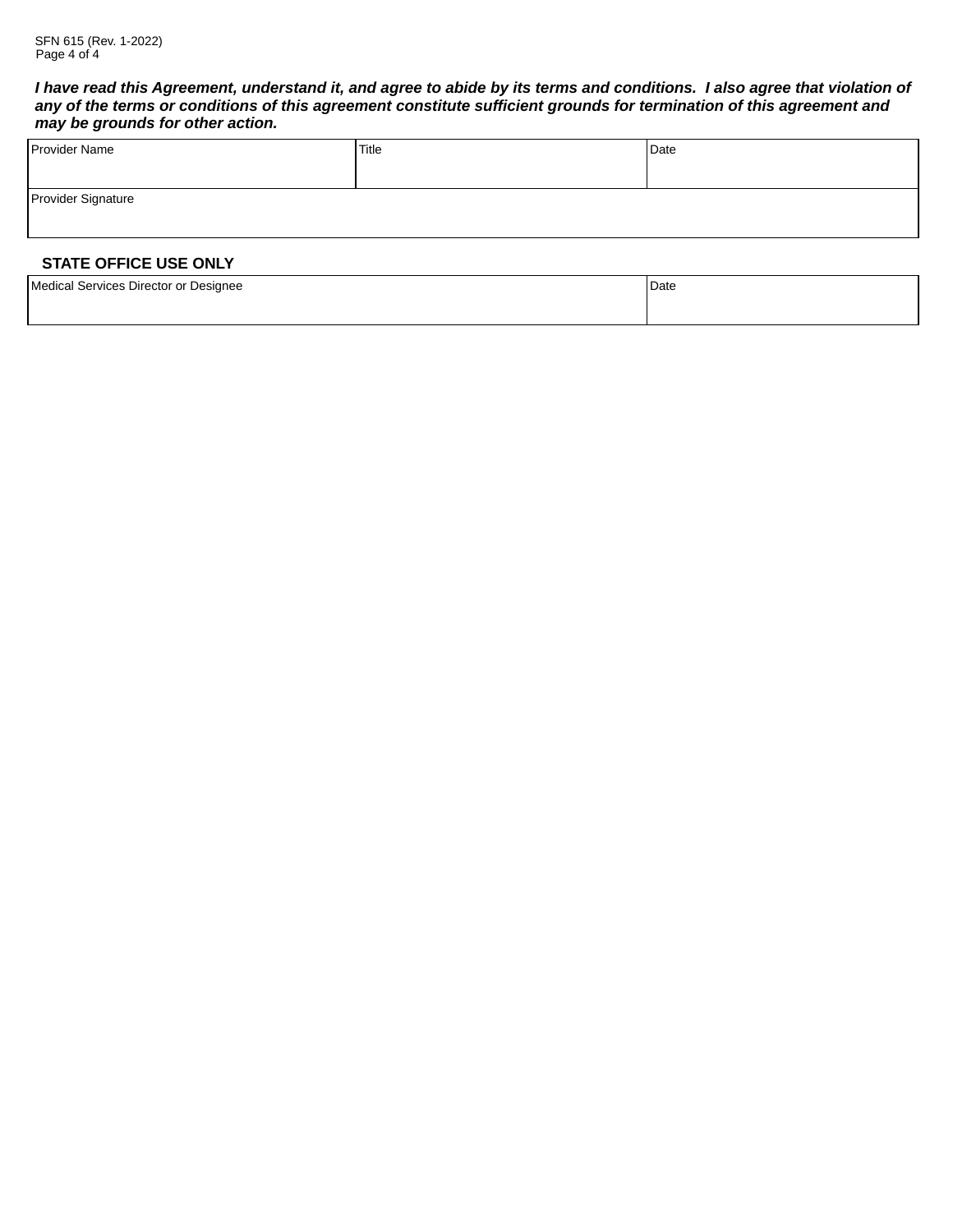***I have read this Agreement, understand it, and agree to abide by its terms and conditions. I also agree that violation of any of the terms or conditions of this agreement constitute sufficient grounds for termination of this agreement and may be grounds for other action.***

| Provider Name | Title | Date |
|---|---|---|
| Provider Signature | | |

**STATE OFFICE USE ONLY**

| Medical Services Director or Designee | Date |
|---|---|
| | |